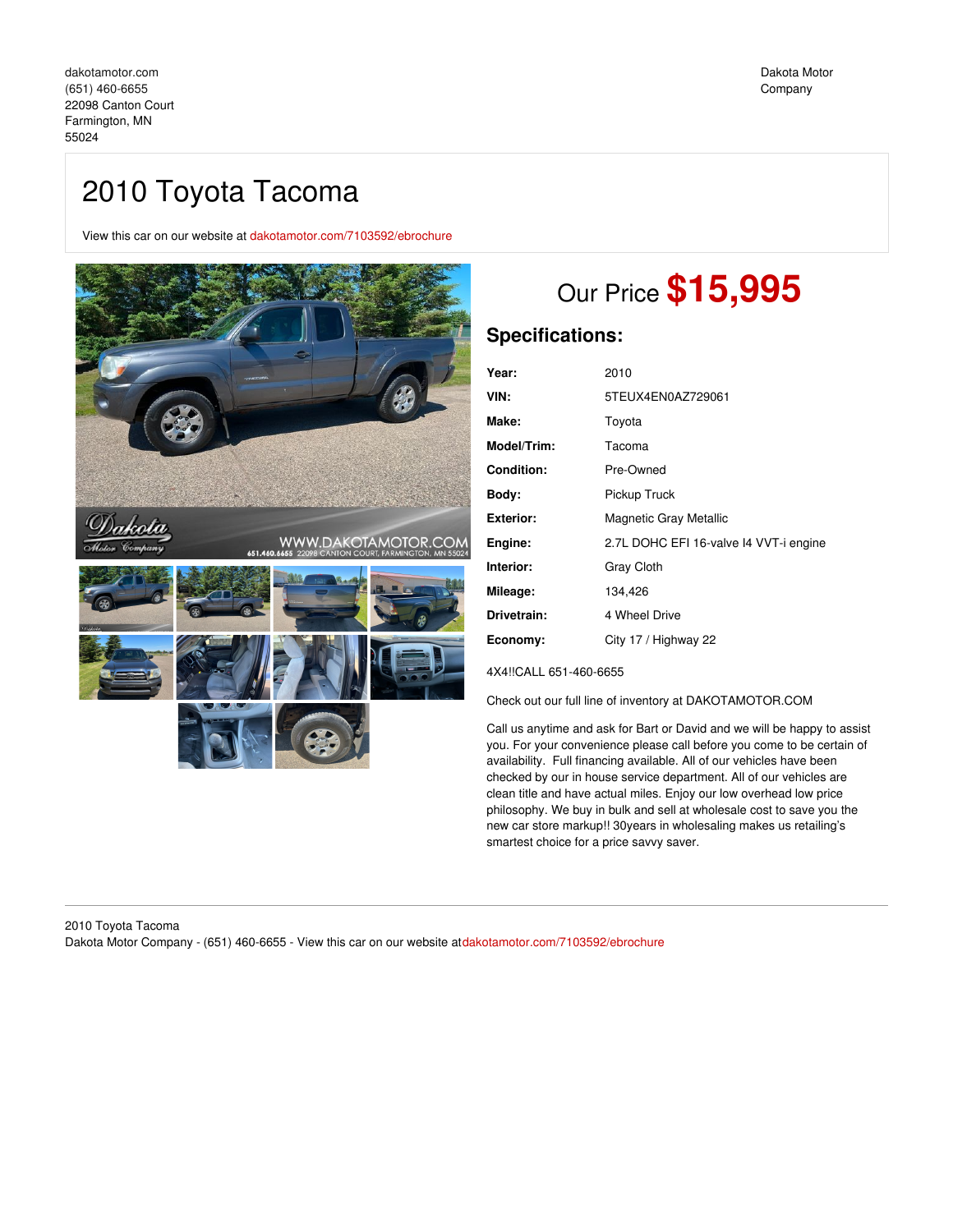dakotamotor.com
(651) 460-6655
22098 Canton Court
Farmington, MN
55024

Dakota Motor Company

# 2010 Toyota Tacoma

View this car on our website at dakotamotor.com/7103592/ebrochure

## Our Price **$15,995**

## Specifications:

| | |
|---|---|
| **Year:** | 2010 |
| **VIN:** | 5TEUX4EN0AZ729061 |
| **Make:** | Toyota |
| **Model/Trim:** | Tacoma |
| **Condition:** | Pre-Owned |
| **Body:** | Pickup Truck |
| **Exterior:** | Magnetic Gray Metallic |
| **Engine:** | 2.7L DOHC EFI 16-valve I4 VVT-i engine |
| **Interior:** | Gray Cloth |
| **Mileage:** | 134,426 |
| **Drivetrain:** | 4 Wheel Drive |
| **Economy:** | City 17 / Highway 22 |

4X4!!CALL 651-460-6655

Check out our full line of inventory at DAKOTAMOTOR.COM

Call us anytime and ask for Bart or David and we will be happy to assist you. For your convenience please call before you come to be certain of availability. Full financing available. All of our vehicles have been checked by our in house service department. All of our vehicles are clean title and have actual miles. Enjoy our low overhead low price philosophy. We buy in bulk and sell at wholesale cost to save you the new car store markup!! 30years in wholesaling makes us retailing's smartest choice for a price savvy saver.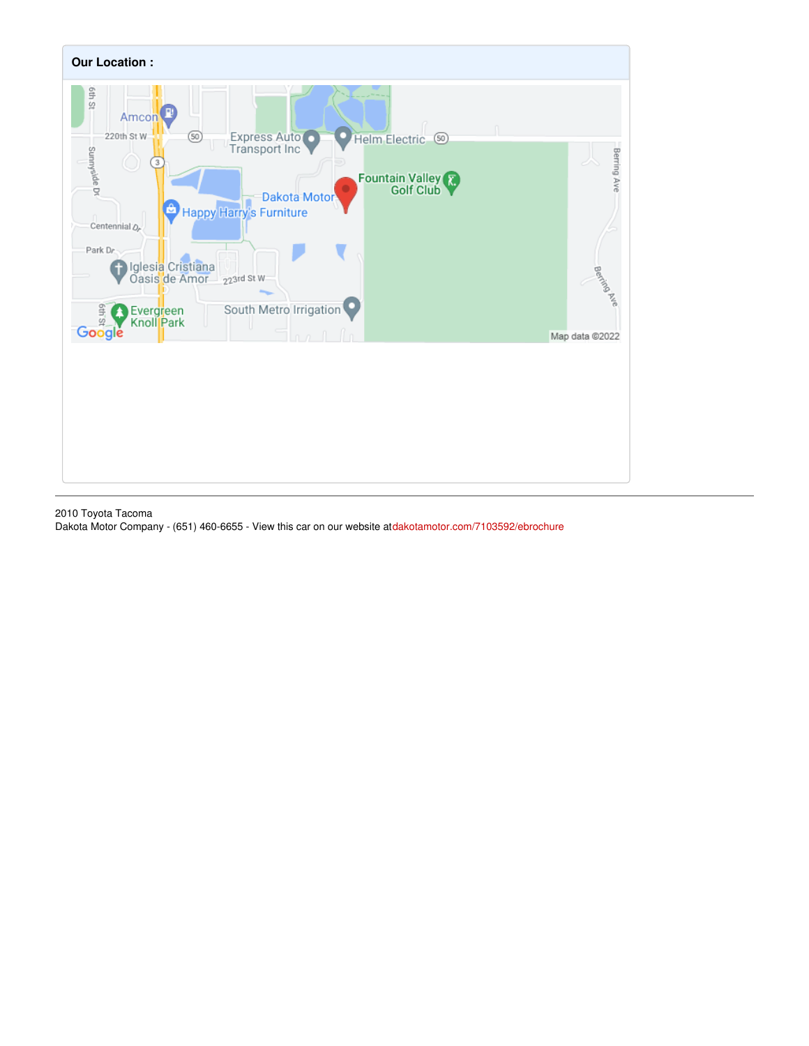**Our Location :**

2010 Toyota Tacoma
Dakota Motor Company - (651) 460-6655 - View this car on our website atdakotamotor.com/7103592/ebrochure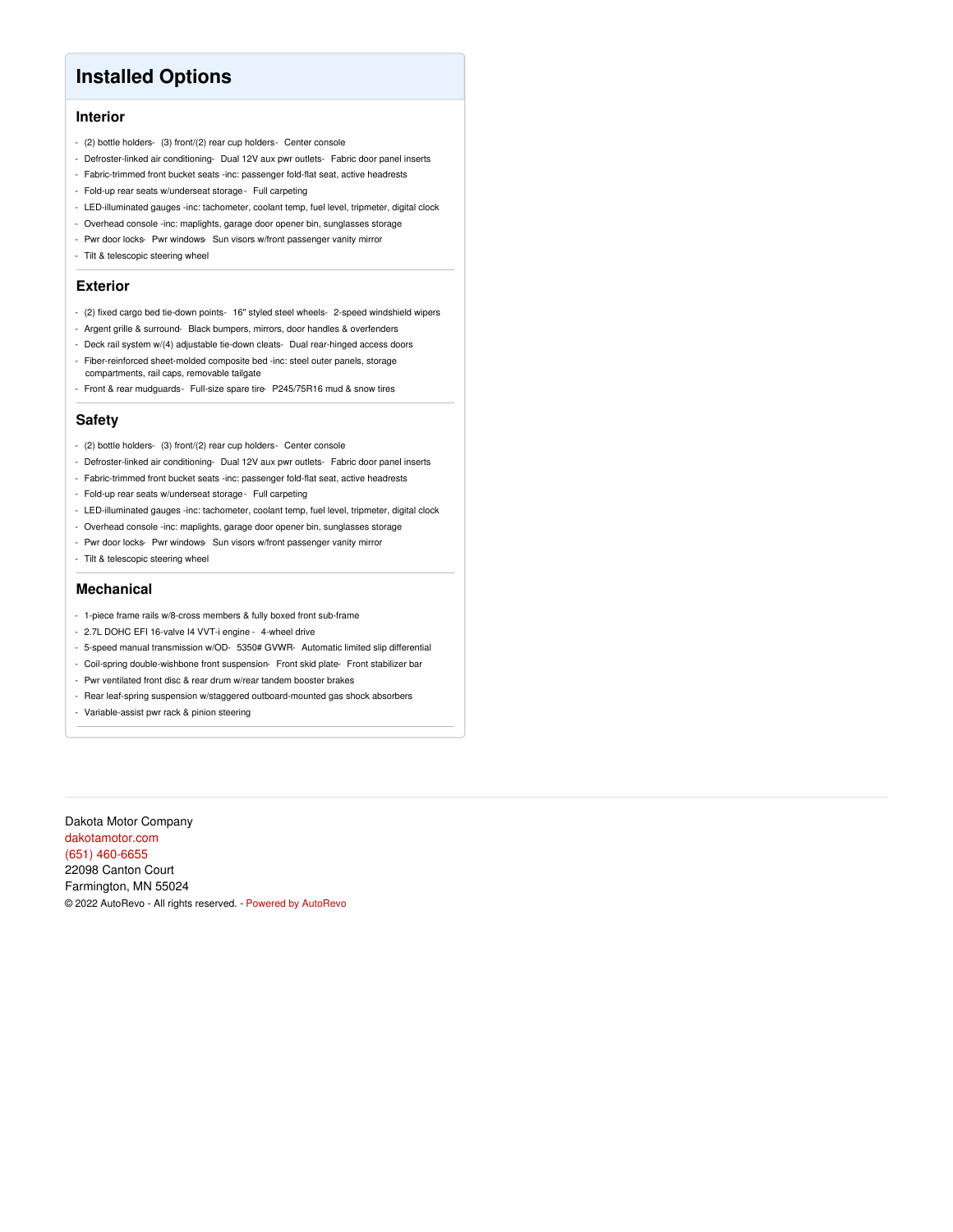# Installed Options

## Interior

- (2) bottle holders
- (3) front/(2) rear cup holders
- Center console
- Defroster-linked air conditioning
- Dual 12V aux pwr outlets
- Fabric door panel inserts
- Fabric-trimmed front bucket seats -inc: passenger fold-flat seat, active headrests
- Fold-up rear seats w/underseat storage
- Full carpeting
- LED-illuminated gauges -inc: tachometer, coolant temp, fuel level, tripmeter, digital clock
- Overhead console -inc: maplights, garage door opener bin, sunglasses storage
- Pwr door locks
- Pwr windows
- Sun visors w/front passenger vanity mirror
- Tilt & telescopic steering wheel

## Exterior

- (2) fixed cargo bed tie-down points
- 16" styled steel wheels
- 2-speed windshield wipers
- Argent grille & surround
- Black bumpers, mirrors, door handles & overfenders
- Deck rail system w/(4) adjustable tie-down cleats
- Dual rear-hinged access doors
- Fiber-reinforced sheet-molded composite bed -inc: steel outer panels, storage compartments, rail caps, removable tailgate
- Front & rear mudguards
- Full-size spare tire
- P245/75R16 mud & snow tires

## Safety

- (2) bottle holders
- (3) front/(2) rear cup holders
- Center console
- Defroster-linked air conditioning
- Dual 12V aux pwr outlets
- Fabric door panel inserts
- Fabric-trimmed front bucket seats -inc: passenger fold-flat seat, active headrests
- Fold-up rear seats w/underseat storage
- Full carpeting
- LED-illuminated gauges -inc: tachometer, coolant temp, fuel level, tripmeter, digital clock
- Overhead console -inc: maplights, garage door opener bin, sunglasses storage
- Pwr door locks
- Pwr windows
- Sun visors w/front passenger vanity mirror
- Tilt & telescopic steering wheel

## Mechanical

- 1-piece frame rails w/8-cross members & fully boxed front sub-frame
- 2.7L DOHC EFI 16-valve I4 VVT-i engine
- 4-wheel drive
- 5-speed manual transmission w/OD
- 5350# GVWR
- Automatic limited slip differential
- Coil-spring double-wishbone front suspension
- Front skid plate
- Front stabilizer bar
- Pwr ventilated front disc & rear drum w/rear tandem booster brakes
- Rear leaf-spring suspension w/staggered outboard-mounted gas shock absorbers
- Variable-assist pwr rack & pinion steering

---

Dakota Motor Company
dakotamotor.com
(651) 460-6655
22098 Canton Court
Farmington, MN 55024
© 2022 AutoRevo - All rights reserved. - Powered by AutoRevo